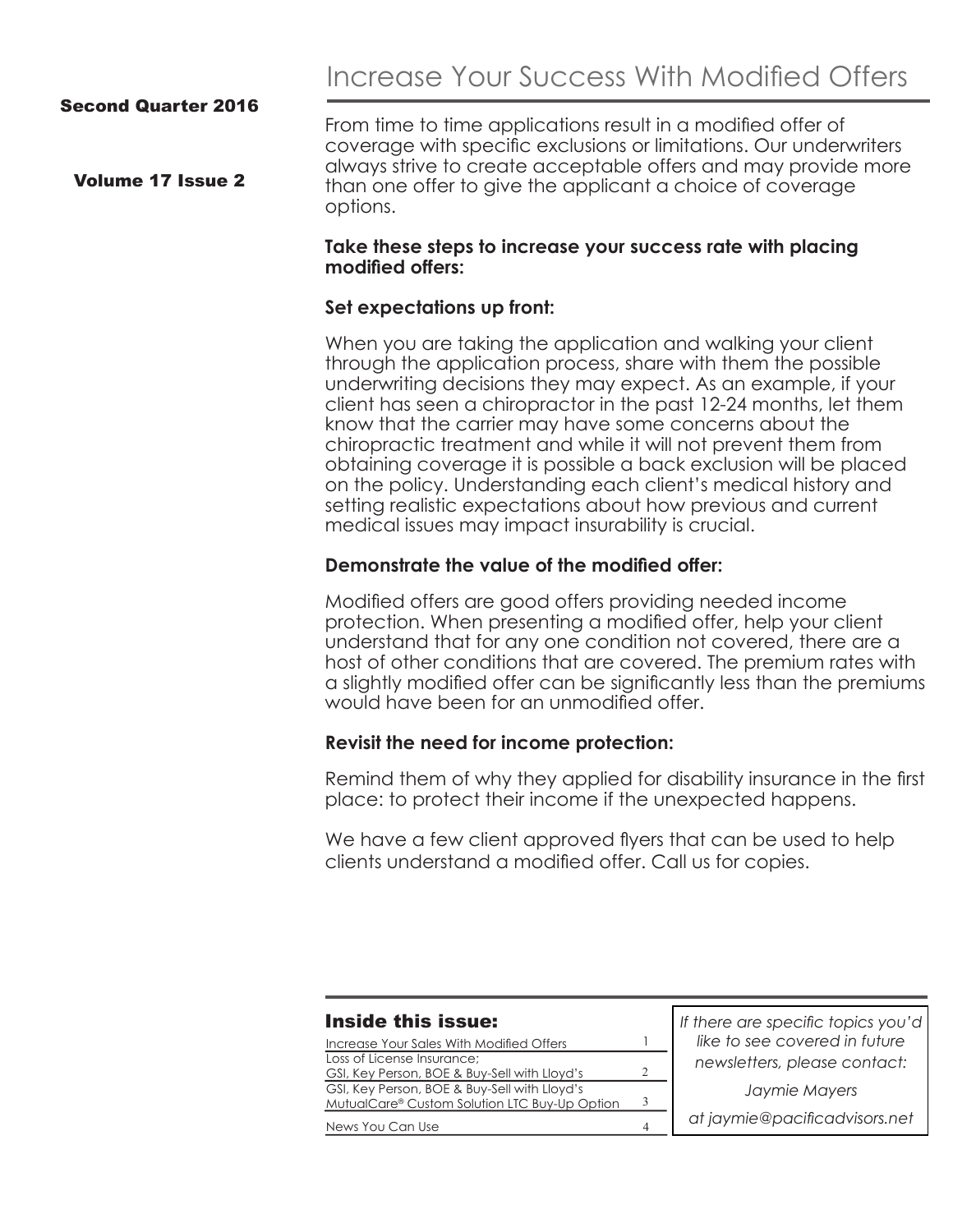# Increase Your Success With Modified Offers

**Second Quarter 2016**

**Volume 17 Issue 2**

From time to time applications result in a modified offer of coverage with specific exclusions or limitations. Our underwriters always strive to create acceptable offers and may provide more than one offer to give the applicant a choice of coverage options.

**Take these steps to increase your success rate with placing modified offers:**

**Set expectations up front:**

When you are taking the application and walking your client through the application process, share with them the possible underwriting decisions they may expect. As an example, if your client has seen a chiropractor in the past 12-24 months, let them know that the carrier may have some concerns about the chiropractic treatment and while it will not prevent them from obtaining coverage it is possible a back exclusion will be placed on the policy. Understanding each client's medical history and setting realistic expectations about how previous and current medical issues may impact insurability is crucial.

**Demonstrate the value of the modified offer:**

Modified offers are good offers providing needed income protection. When presenting a modified offer, help your client understand that for any one condition not covered, there are a host of other conditions that are covered. The premium rates with a slightly modified offer can be significantly less than the premiums would have been for an unmodified offer.

**Revisit the need for income protection:**

Remind them of why they applied for disability insurance in the first place: to protect their income if the unexpected happens.

We have a few client approved flyers that can be used to help clients understand a modified offer. Call us for copies.

## Inside this issue:

| Article | Page |
| --- | --- |
| Increase Your Sales With Modified Offers | 1 |
| Loss of License Insurance; GSI, Key Person, BOE & Buy-Sell with Lloyd's | 2 |
| GSI, Key Person, BOE & Buy-Sell with Lloyd's MutualCare® Custom Solution LTC Buy-Up Option | 3 |
| News You Can Use | 4 |

*If there are specific topics you'd like to see covered in future newsletters, please contact:*

*Jaymie Mayers*

*at jaymie@pacificadvisors.net*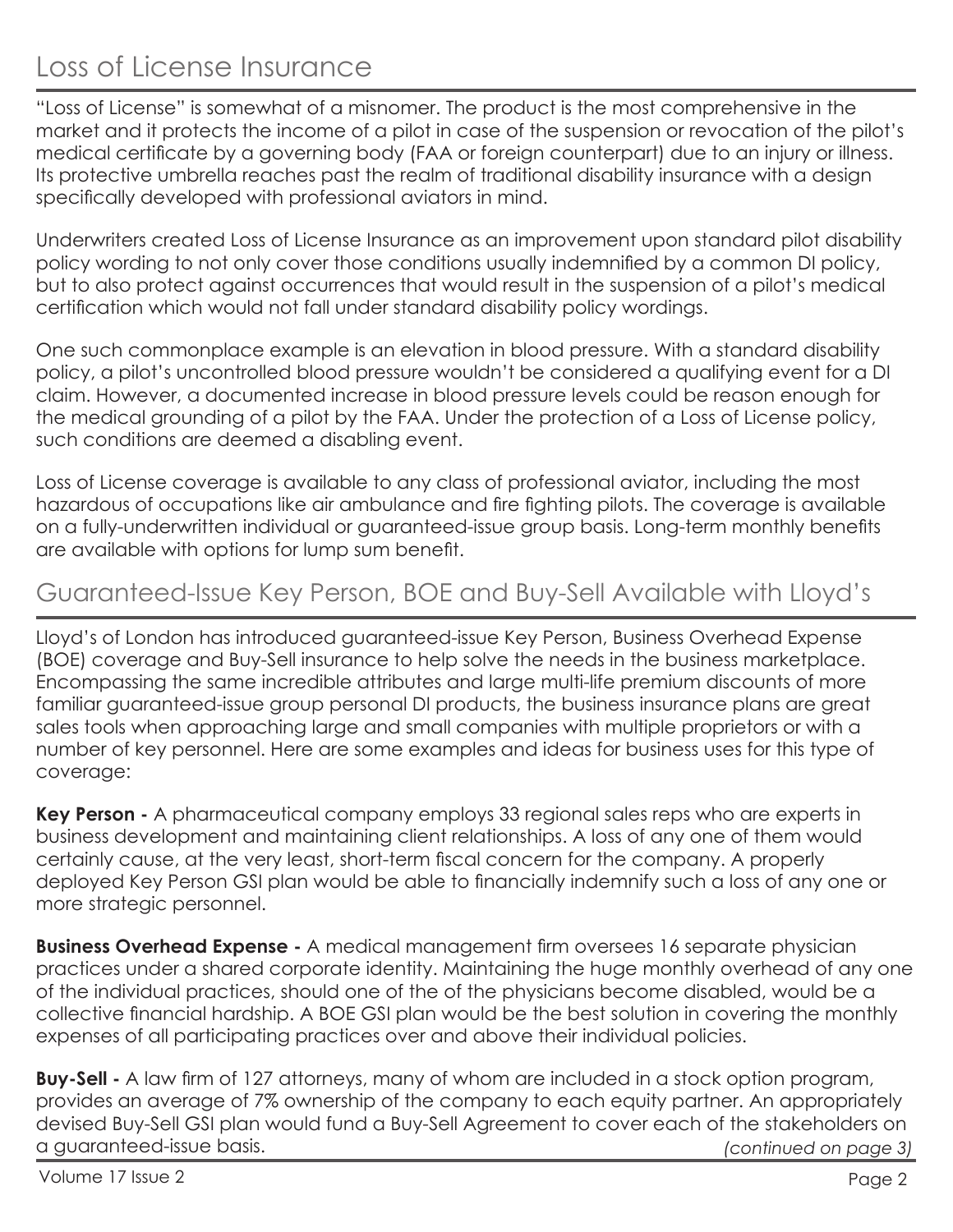## Loss of License Insurance

"Loss of License" is somewhat of a misnomer. The product is the most comprehensive in the market and it protects the income of a pilot in case of the suspension or revocation of the pilot's medical certificate by a governing body (FAA or foreign counterpart) due to an injury or illness. Its protective umbrella reaches past the realm of traditional disability insurance with a design specifically developed with professional aviators in mind.

Underwriters created Loss of License Insurance as an improvement upon standard pilot disability policy wording to not only cover those conditions usually indemnified by a common DI policy, but to also protect against occurrences that would result in the suspension of a pilot's medical certification which would not fall under standard disability policy wordings.

One such commonplace example is an elevation in blood pressure. With a standard disability policy, a pilot's uncontrolled blood pressure wouldn't be considered a qualifying event for a DI claim. However, a documented increase in blood pressure levels could be reason enough for the medical grounding of a pilot by the FAA. Under the protection of a Loss of License policy, such conditions are deemed a disabling event.

Loss of License coverage is available to any class of professional aviator, including the most hazardous of occupations like air ambulance and fire fighting pilots. The coverage is available on a fully-underwritten individual or guaranteed-issue group basis. Long-term monthly benefits are available with options for lump sum benefit.

## Guaranteed-Issue Key Person, BOE and Buy-Sell Available with Lloyd's

Lloyd's of London has introduced guaranteed-issue Key Person, Business Overhead Expense (BOE) coverage and Buy-Sell insurance to help solve the needs in the business marketplace. Encompassing the same incredible attributes and large multi-life premium discounts of more familiar guaranteed-issue group personal DI products, the business insurance plans are great sales tools when approaching large and small companies with multiple proprietors or with a number of key personnel. Here are some examples and ideas for business uses for this type of coverage:

**Key Person -** A pharmaceutical company employs 33 regional sales reps who are experts in business development and maintaining client relationships. A loss of any one of them would certainly cause, at the very least, short-term fiscal concern for the company. A properly deployed Key Person GSI plan would be able to financially indemnify such a loss of any one or more strategic personnel.

**Business Overhead Expense -** A medical management firm oversees 16 separate physician practices under a shared corporate identity. Maintaining the huge monthly overhead of any one of the individual practices, should one of the of the physicians become disabled, would be a collective financial hardship. A BOE GSI plan would be the best solution in covering the monthly expenses of all participating practices over and above their individual policies.

**Buy-Sell -** A law firm of 127 attorneys, many of whom are included in a stock option program, provides an average of 7% ownership of the company to each equity partner. An appropriately devised Buy-Sell GSI plan would fund a Buy-Sell Agreement to cover each of the stakeholders on a guaranteed-issue basis. *(continued on page 3)*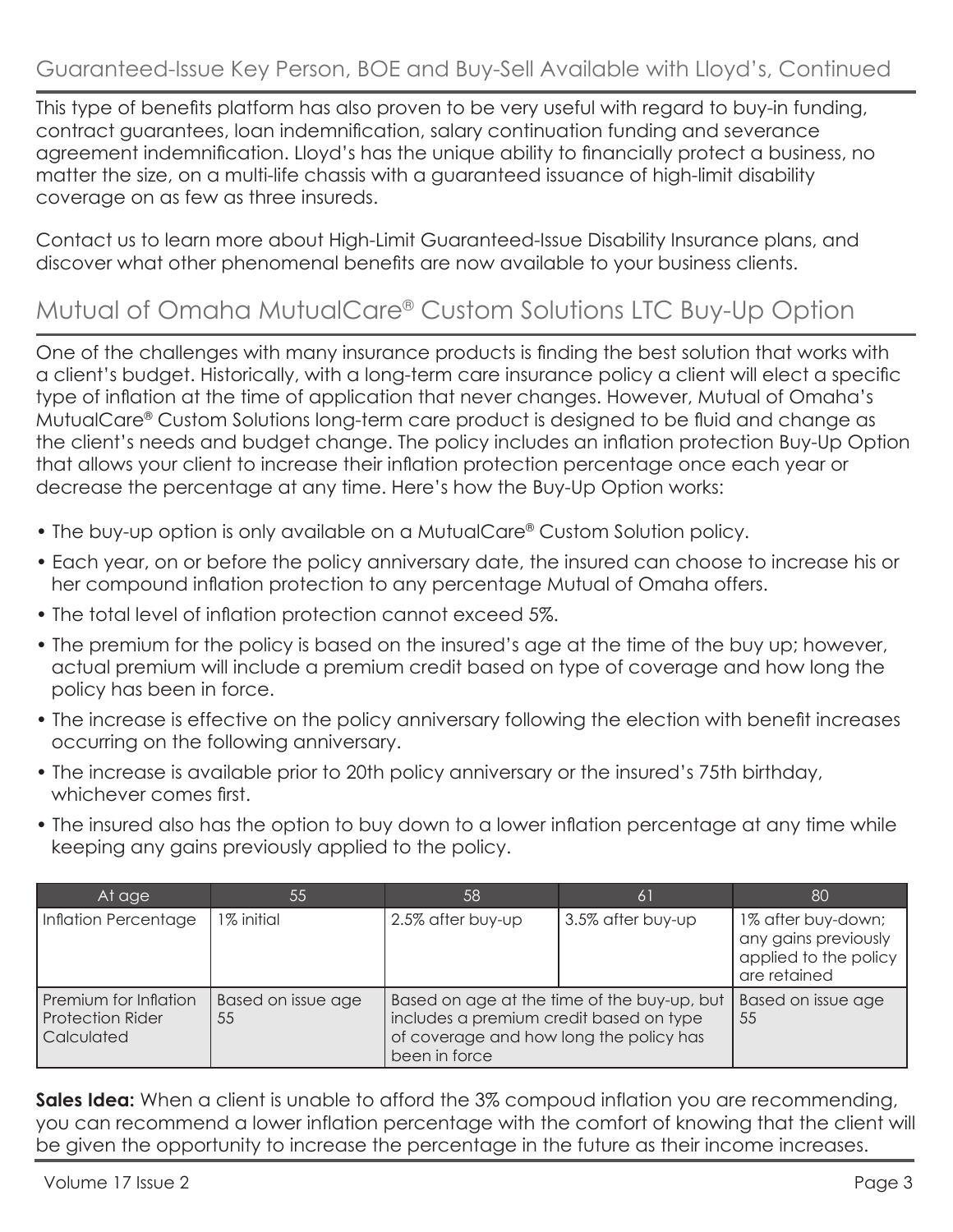## Guaranteed-Issue Key Person, BOE and Buy-Sell Available with Lloyd's, Continued

This type of benefits platform has also proven to be very useful with regard to buy-in funding, contract guarantees, loan indemnification, salary continuation funding and severance agreement indemnification. Lloyd's has the unique ability to financially protect a business, no matter the size, on a multi-life chassis with a guaranteed issuance of high-limit disability coverage on as few as three insureds.

Contact us to learn more about High-Limit Guaranteed-Issue Disability Insurance plans, and discover what other phenomenal benefits are now available to your business clients.

## Mutual of Omaha MutualCare® Custom Solutions LTC Buy-Up Option

One of the challenges with many insurance products is finding the best solution that works with a client's budget. Historically, with a long-term care insurance policy a client will elect a specific type of inflation at the time of application that never changes. However, Mutual of Omaha's MutualCare® Custom Solutions long-term care product is designed to be fluid and change as the client's needs and budget change. The policy includes an inflation protection Buy-Up Option that allows your client to increase their inflation protection percentage once each year or decrease the percentage at any time. Here's how the Buy-Up Option works:

- The buy-up option is only available on a MutualCare® Custom Solution policy.
- Each year, on or before the policy anniversary date, the insured can choose to increase his or her compound inflation protection to any percentage Mutual of Omaha offers.
- The total level of inflation protection cannot exceed 5%.
- The premium for the policy is based on the insured's age at the time of the buy up; however, actual premium will include a premium credit based on type of coverage and how long the policy has been in force.
- The increase is effective on the policy anniversary following the election with benefit increases occurring on the following anniversary.
- The increase is available prior to 20th policy anniversary or the insured's 75th birthday, whichever comes first.
- The insured also has the option to buy down to a lower inflation percentage at any time while keeping any gains previously applied to the policy.

| At age | 55 | 58 | 61 | 80 |
|---|---|---|---|---|
| Inflation Percentage | 1% initial | 2.5% after buy-up | 3.5% after buy-up | 1% after buy-down; any gains previously applied to the policy are retained |
| Premium for Inflation Protection Rider Calculated | Based on issue age 55 | Based on age at the time of the buy-up, but includes a premium credit based on type of coverage and how long the policy has been in force | | Based on issue age 55 |

**Sales Idea:** When a client is unable to afford the 3% compoud inflation you are recommending, you can recommend a lower inflation percentage with the comfort of knowing that the client will be given the opportunity to increase the percentage in the future as their income increases.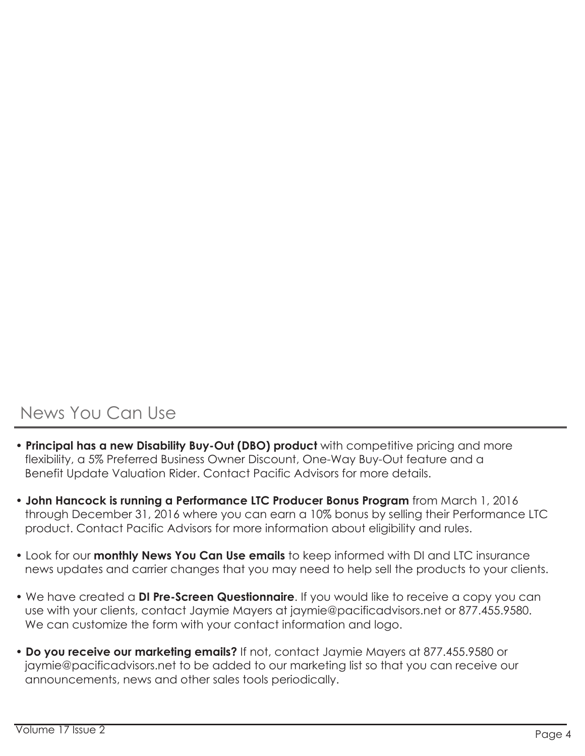## News You Can Use

- **Principal has a new Disability Buy-Out (DBO) product** with competitive pricing and more flexibility, a 5% Preferred Business Owner Discount, One-Way Buy-Out feature and a Benefit Update Valuation Rider. Contact Pacific Advisors for more details.

- **John Hancock is running a Performance LTC Producer Bonus Program** from March 1, 2016 through December 31, 2016 where you can earn a 10% bonus by selling their Performance LTC product. Contact Pacific Advisors for more information about eligibility and rules.

- Look for our **monthly News You Can Use emails** to keep informed with DI and LTC insurance news updates and carrier changes that you may need to help sell the products to your clients.

- We have created a **DI Pre-Screen Questionnaire**. If you would like to receive a copy you can use with your clients, contact Jaymie Mayers at jaymie@pacificadvisors.net or 877.455.9580. We can customize the form with your contact information and logo.

- **Do you receive our marketing emails?** If not, contact Jaymie Mayers at 877.455.9580 or jaymie@pacificadvisors.net to be added to our marketing list so that you can receive our announcements, news and other sales tools periodically.